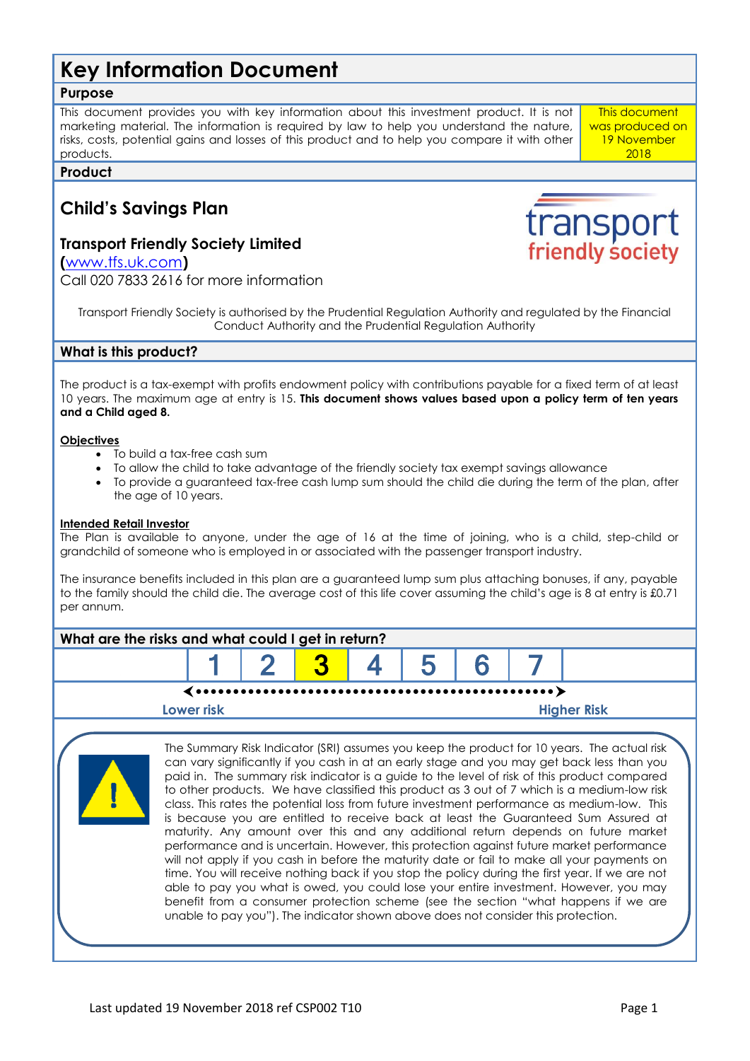# Key Information Document

## Purpose

This document provides you with key information about this investment product. It is not marketing material. The information is required by law to help you understand the nature, risks, costs, potential gains and losses of this product and to help you compare it with other products.

This document was produced on 19 November 2018

## Product

### Child's Savings Plan

### Transport Friendly Society Limited

(www.tfs.uk.com)

Call 020 7833 2616 for more information

transport friendly society

Transport Friendly Society is authorised by the Prudential Regulation Authority and regulated by the Financial Conduct Authority and the Prudential Regulation Authority

## What is this product?

The product is a tax-exempt with profits endowment policy with contributions payable for a fixed term of at least 10 years. The maximum age at entry is 15. **This document shows values based upon a policy term of ten years and a Child aged 8.**

**Objectives**

- To build a tax-free cash sum
- To allow the child to take advantage of the friendly society tax exempt savings allowance
- To provide a guaranteed tax-free cash lump sum should the child die during the term of the plan, after the age of 10 years.

**Intended Retail Investor**

The Plan is available to anyone, under the age of 16 at the time of joining, who is a child, step-child or grandchild of someone who is employed in or associated with the passenger transport industry.

The insurance benefits included in this plan are a guaranteed lump sum plus attaching bonuses, if any, payable to the family should the child die. The average cost of this life cover assuming the child's age is 8 at entry is £0.71 per annum.

## What are the risks and what could I get in return?

| 1 | 2 | **3** | 4 | 5 | 6 | 7 |
|---|---|---|---|---|---|---|

Lower risk — Higher Risk

The Summary Risk Indicator (SRI) assumes you keep the product for 10 years. The actual risk can vary significantly if you cash in at an early stage and you may get back less than you paid in. The summary risk indicator is a guide to the level of risk of this product compared to other products. We have classified this product as 3 out of 7 which is a medium-low risk class. This rates the potential loss from future investment performance as medium-low. This is because you are entitled to receive back at least the Guaranteed Sum Assured at maturity. Any amount over this and any additional return depends on future market performance and is uncertain. However, this protection against future market performance will not apply if you cash in before the maturity date or fail to make all your payments on time. You will receive nothing back if you stop the policy during the first year. If we are not able to pay you what is owed, you could lose your entire investment. However, you may benefit from a consumer protection scheme (see the section "what happens if we are unable to pay you"). The indicator shown above does not consider this protection.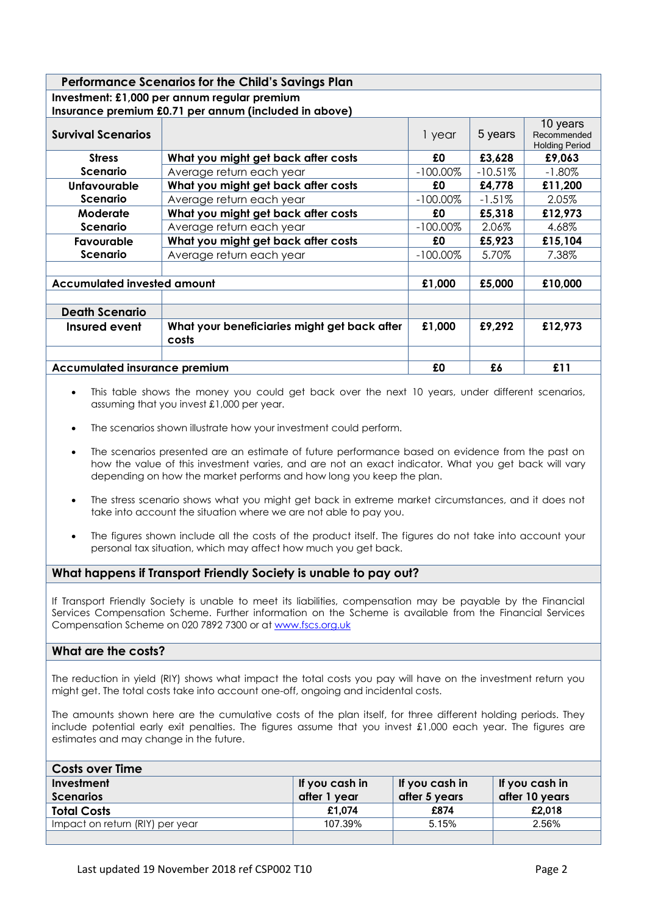| Performance Scenarios for the Child's Savings Plan | | | | |
|---|---|---|---|---|
| **Investment: £1,000 per annum regular premium**<br>**Insurance premium £0.71 per annum (included in above)** | | | | |
| **Survival Scenarios** | | 1 year | 5 years | 10 years<br>Recommended Holding Period |
| **Stress Scenario** | **What you might get back after costs** | **£0** | **£3,628** | **£9,063** |
| | Average return each year | -100.00% | -10.51% | -1.80% |
| **Unfavourable Scenario** | **What you might get back after costs** | **£0** | **£4,778** | **£11,200** |
| | Average return each year | -100.00% | -1.51% | 2.05% |
| **Moderate Scenario** | **What you might get back after costs** | **£0** | **£5,318** | **£12,973** |
| | Average return each year | -100.00% | 2.06% | 4.68% |
| **Favourable Scenario** | **What you might get back after costs** | **£0** | **£5,923** | **£15,104** |
| | Average return each year | -100.00% | 5.70% | 7.38% |
| | | | | |
| **Accumulated invested amount** | | **£1,000** | **£5,000** | **£10,000** |
| | | | | |
| **Death Scenario** | | | | |
| **Insured event** | **What your beneficiaries might get back after costs** | **£1,000** | **£9,292** | **£12,973** |
| | | | | |
| **Accumulated insurance premium** | | **£0** | **£6** | **£11** |

- This table shows the money you could get back over the next 10 years, under different scenarios, assuming that you invest £1,000 per year.
- The scenarios shown illustrate how your investment could perform.
- The scenarios presented are an estimate of future performance based on evidence from the past on how the value of this investment varies, and are not an exact indicator. What you get back will vary depending on how the market performs and how long you keep the plan.
- The stress scenario shows what you might get back in extreme market circumstances, and it does not take into account the situation where we are not able to pay you.
- The figures shown include all the costs of the product itself. The figures do not take into account your personal tax situation, which may affect how much you get back.

## What happens if Transport Friendly Society is unable to pay out?

If Transport Friendly Society is unable to meet its liabilities, compensation may be payable by the Financial Services Compensation Scheme. Further information on the Scheme is available from the Financial Services Compensation Scheme on 020 7892 7300 or at www.fscs.org.uk

## What are the costs?

The reduction in yield (RIY) shows what impact the total costs you pay will have on the investment return you might get. The total costs take into account one-off, ongoing and incidental costs.

The amounts shown here are the cumulative costs of the plan itself, for three different holding periods. They include potential early exit penalties. The figures assume that you invest £1,000 each year. The figures are estimates and may change in the future.

| Costs over Time | | | |
|---|---|---|---|
| **Investment Scenarios** | **If you cash in after 1 year** | **If you cash in after 5 years** | **If you cash in after 10 years** |
| **Total Costs** | **£1,074** | **£874** | **£2,018** |
| Impact on return (RIY) per year | 107.39% | 5.15% | 2.56% |
| | | | |

Last updated 19 November 2018 ref CSP002 T10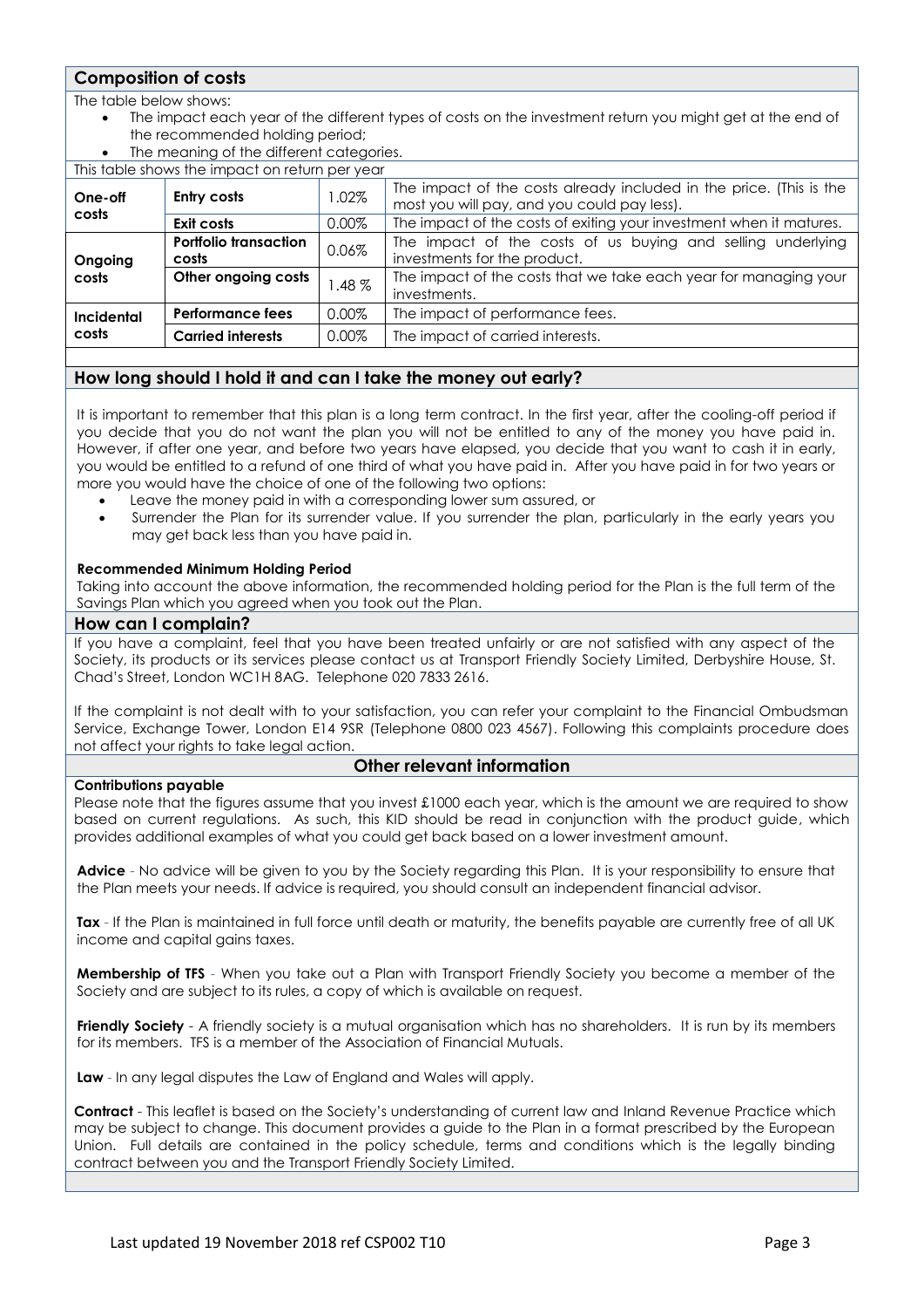## Composition of costs

The table below shows:

- The impact each year of the different types of costs on the investment return you might get at the end of the recommended holding period;
- The meaning of the different categories.

This table shows the impact on return per year

| | | | |
|---|---|---|---|
| **One-off costs** | **Entry costs** | 1.02% | The impact of the costs already included in the price. (This is the most you will pay, and you could pay less). |
| | **Exit costs** | 0.00% | The impact of the costs of exiting your investment when it matures. |
| **Ongoing costs** | **Portfolio transaction costs** | 0.06% | The impact of the costs of us buying and selling underlying investments for the product. |
| | **Other ongoing costs** | 1.48 % | The impact of the costs that we take each year for managing your investments. |
| **Incidental costs** | **Performance fees** | 0.00% | The impact of performance fees. |
| | **Carried interests** | 0.00% | The impact of carried interests. |

## How long should I hold it and can I take the money out early?

It is important to remember that this plan is a long term contract. In the first year, after the cooling-off period if you decide that you do not want the plan you will not be entitled to any of the money you have paid in. However, if after one year, and before two years have elapsed, you decide that you want to cash it in early, you would be entitled to a refund of one third of what you have paid in. After you have paid in for two years or more you would have the choice of one of the following two options:

- Leave the money paid in with a corresponding lower sum assured, or
- Surrender the Plan for its surrender value. If you surrender the plan, particularly in the early years you may get back less than you have paid in.

**Recommended Minimum Holding Period**

Taking into account the above information, the recommended holding period for the Plan is the full term of the Savings Plan which you agreed when you took out the Plan.

## How can I complain?

If you have a complaint, feel that you have been treated unfairly or are not satisfied with any aspect of the Society, its products or its services please contact us at Transport Friendly Society Limited, Derbyshire House, St. Chad's Street, London WC1H 8AG. Telephone 020 7833 2616.

If the complaint is not dealt with to your satisfaction, you can refer your complaint to the Financial Ombudsman Service, Exchange Tower, London E14 9SR (Telephone 0800 023 4567). Following this complaints procedure does not affect your rights to take legal action.

## Other relevant information

**Contributions payable**

Please note that the figures assume that you invest £1000 each year, which is the amount we are required to show based on current regulations. As such, this KID should be read in conjunction with the product guide, which provides additional examples of what you could get back based on a lower investment amount.

**Advice** - No advice will be given to you by the Society regarding this Plan. It is your responsibility to ensure that the Plan meets your needs. If advice is required, you should consult an independent financial advisor.

**Tax** - If the Plan is maintained in full force until death or maturity, the benefits payable are currently free of all UK income and capital gains taxes.

**Membership of TFS** - When you take out a Plan with Transport Friendly Society you become a member of the Society and are subject to its rules, a copy of which is available on request.

**Friendly Society** - A friendly society is a mutual organisation which has no shareholders. It is run by its members for its members. TFS is a member of the Association of Financial Mutuals.

**Law** - In any legal disputes the Law of England and Wales will apply.

**Contract** - This leaflet is based on the Society's understanding of current law and Inland Revenue Practice which may be subject to change. This document provides a guide to the Plan in a format prescribed by the European Union. Full details are contained in the policy schedule, terms and conditions which is the legally binding contract between you and the Transport Friendly Society Limited.

Last updated 19 November 2018 ref CSP002 T10